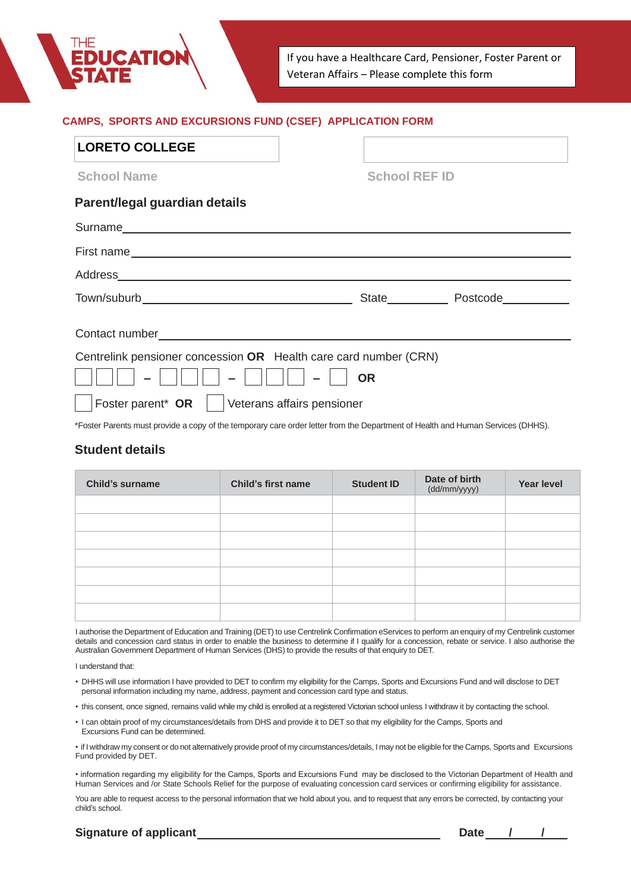THE EDUCATION STATE

If you have a Healthcare Card, Pensioner, Foster Parent or Veteran Affairs – Please complete this form

## CAMPS, SPORTS AND EXCURSIONS FUND (CSEF) APPLICATION FORM

| LORETO COLLEGE | |
|---|---|
| School Name | School REF ID |

### Parent/legal guardian details

Surname_______________________________________________

First name_______________________________________________

Address_______________________________________________

Town/suburb_____________________ State__________ Postcode__________

Contact number_______________________________________________

Centrelink pensioner concession **OR** Health care card number (CRN)

☐☐☐ – ☐☐☐ – ☐☐☐ – ☐ **OR**

☐ Foster parent* **OR** ☐ Veterans affairs pensioner

*Foster Parents must provide a copy of the temporary care order letter from the Department of Health and Human Services (DHHS).

### Student details

| Child's surname | Child's first name | Student ID | Date of birth (dd/mm/yyyy) | Year level |
|---|---|---|---|---|
| | | | | |
| | | | | |
| | | | | |
| | | | | |
| | | | | |
| | | | | |
| | | | | |

I authorise the Department of Education and Training (DET) to use Centrelink Confirmation eServices to perform an enquiry of my Centrelink customer details and concession card status in order to enable the business to determine if I qualify for a concession, rebate or service. I also authorise the Australian Government Department of Human Services (DHS) to provide the results of that enquiry to DET.

I understand that:

- DHHS will use information I have provided to DET to confirm my eligibility for the Camps, Sports and Excursions Fund and will disclose to DET personal information including my name, address, payment and concession card type and status.
- this consent, once signed, remains valid while my child is enrolled at a registered Victorian school unless I withdraw it by contacting the school.
- I can obtain proof of my circumstances/details from DHS and provide it to DET so that my eligibility for the Camps, Sports and Excursions Fund can be determined.
- if I withdraw my consent or do not alternatively provide proof of my circumstances/details, I may not be eligible for the Camps, Sports and Excursions Fund provided by DET.
- information regarding my eligibility for the Camps, Sports and Excursions Fund may be disclosed to the Victorian Department of Health and Human Services and /or State Schools Relief for the purpose of evaluating concession card services or confirming eligibility for assistance.

You are able to request access to the personal information that we hold about you, and to request that any errors be corrected, by contacting your child's school.

**Signature of applicant**_______________________________ **Date** ___/___/___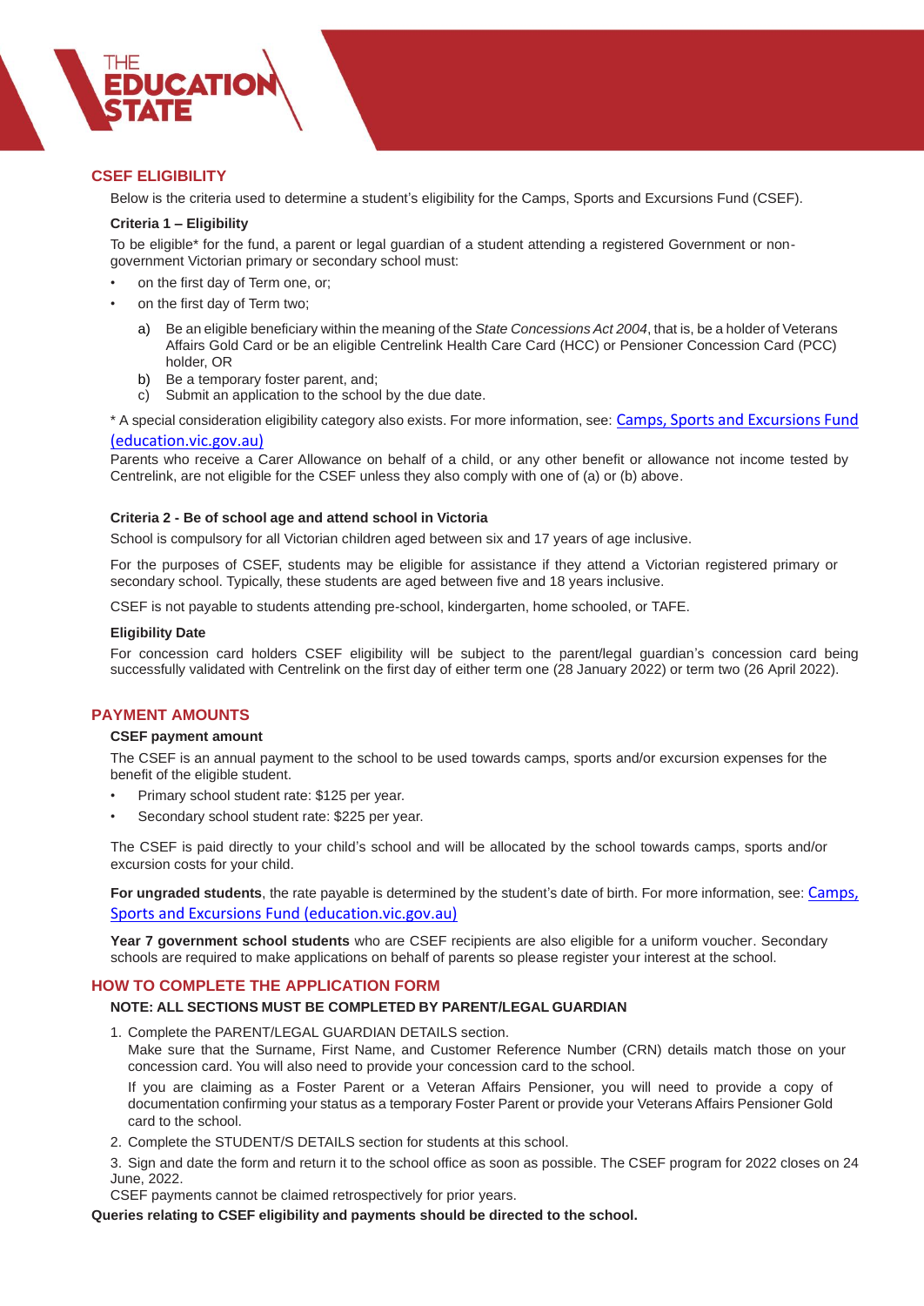## CSEF ELIGIBILITY

Below is the criteria used to determine a student's eligibility for the Camps, Sports and Excursions Fund (CSEF).

**Criteria 1 – Eligibility**

To be eligible* for the fund, a parent or legal guardian of a student attending a registered Government or non-government Victorian primary or secondary school must:

- on the first day of Term one, or;
- on the first day of Term two;

a) Be an eligible beneficiary within the meaning of the *State Concessions Act 2004*, that is, be a holder of Veterans Affairs Gold Card or be an eligible Centrelink Health Care Card (HCC) or Pensioner Concession Card (PCC) holder, OR

b) Be a temporary foster parent, and;

c) Submit an application to the school by the due date.

* A special consideration eligibility category also exists. For more information, see: [Camps, Sports and Excursions Fund (education.vic.gov.au)]

Parents who receive a Carer Allowance on behalf of a child, or any other benefit or allowance not income tested by Centrelink, are not eligible for the CSEF unless they also comply with one of (a) or (b) above.

**Criteria 2 - Be of school age and attend school in Victoria**

School is compulsory for all Victorian children aged between six and 17 years of age inclusive.

For the purposes of CSEF, students may be eligible for assistance if they attend a Victorian registered primary or secondary school. Typically, these students are aged between five and 18 years inclusive.

CSEF is not payable to students attending pre-school, kindergarten, home schooled, or TAFE.

**Eligibility Date**

For concession card holders CSEF eligibility will be subject to the parent/legal guardian's concession card being successfully validated with Centrelink on the first day of either term one (28 January 2022) or term two (26 April 2022).

## PAYMENT AMOUNTS

**CSEF payment amount**

The CSEF is an annual payment to the school to be used towards camps, sports and/or excursion expenses for the benefit of the eligible student.

- Primary school student rate: $125 per year.
- Secondary school student rate: $225 per year.

The CSEF is paid directly to your child's school and will be allocated by the school towards camps, sports and/or excursion costs for your child.

**For ungraded students**, the rate payable is determined by the student's date of birth. For more information, see: [Camps, Sports and Excursions Fund (education.vic.gov.au)]

**Year 7 government school students** who are CSEF recipients are also eligible for a uniform voucher. Secondary schools are required to make applications on behalf of parents so please register your interest at the school.

## HOW TO COMPLETE THE APPLICATION FORM

**NOTE: ALL SECTIONS MUST BE COMPLETED BY PARENT/LEGAL GUARDIAN**

1. Complete the PARENT/LEGAL GUARDIAN DETAILS section.
   Make sure that the Surname, First Name, and Customer Reference Number (CRN) details match those on your concession card. You will also need to provide your concession card to the school.
   If you are claiming as a Foster Parent or a Veteran Affairs Pensioner, you will need to provide a copy of documentation confirming your status as a temporary Foster Parent or provide your Veterans Affairs Pensioner Gold card to the school.
2. Complete the STUDENT/S DETAILS section for students at this school.
3. Sign and date the form and return it to the school office as soon as possible. The CSEF program for 2022 closes on 24 June, 2022.

CSEF payments cannot be claimed retrospectively for prior years.

**Queries relating to CSEF eligibility and payments should be directed to the school.**